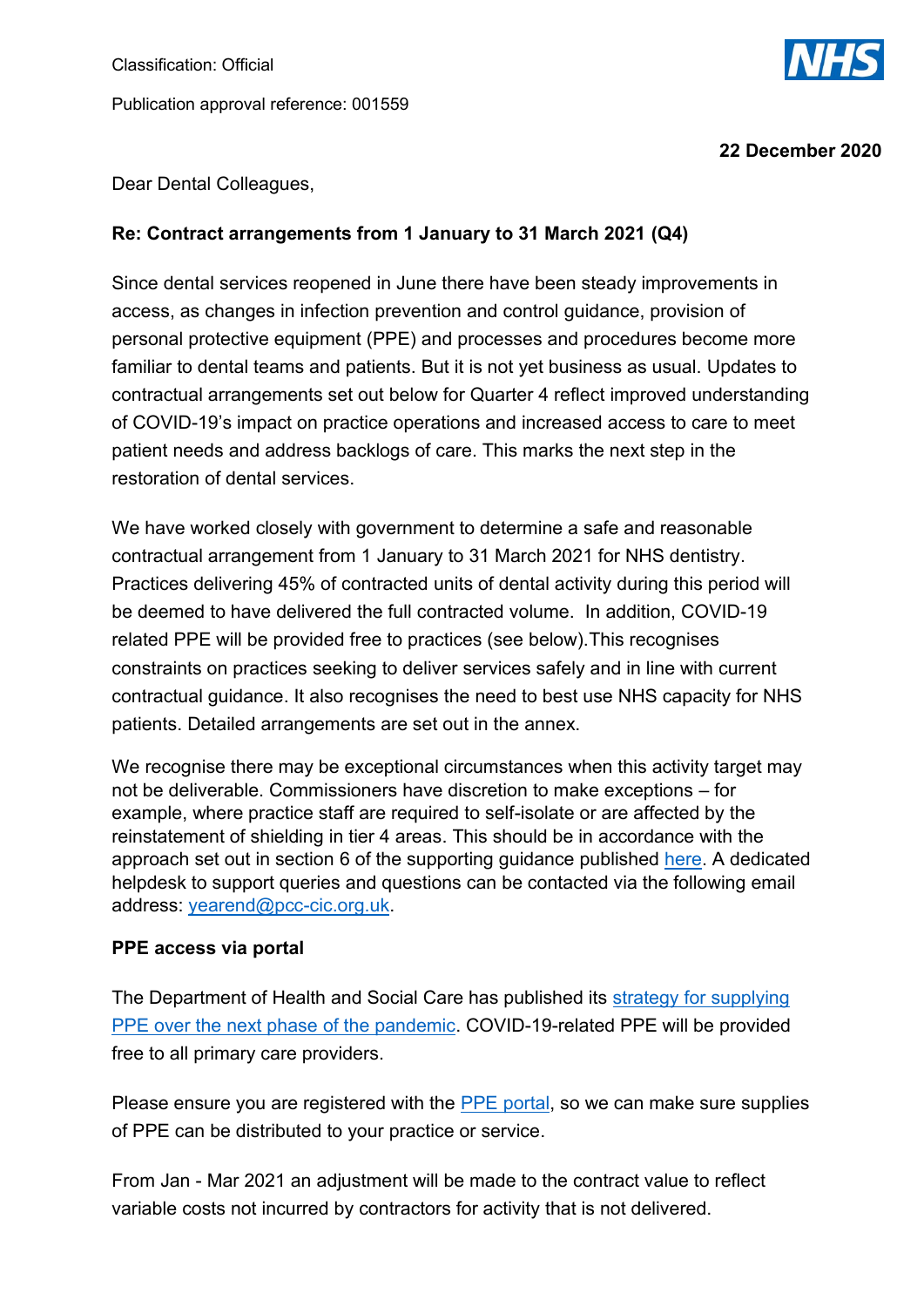Classification: Official

Publication approval reference: 001559

**22 December 2020**

Dear Dental Colleagues,

**Re: Contract arrangements from 1 January to 31 March 2021 (Q4)**

Since dental services reopened in June there have been steady improvements in access, as changes in infection prevention and control guidance, provision of personal protective equipment (PPE) and processes and procedures become more familiar to dental teams and patients. But it is not yet business as usual. Updates to contractual arrangements set out below for Quarter 4 reflect improved understanding of COVID-19's impact on practice operations and increased access to care to meet patient needs and address backlogs of care. This marks the next step in the restoration of dental services.

We have worked closely with government to determine a safe and reasonable contractual arrangement from 1 January to 31 March 2021 for NHS dentistry. Practices delivering 45% of contracted units of dental activity during this period will be deemed to have delivered the full contracted volume. In addition, COVID-19 related PPE will be provided free to practices (see below).This recognises constraints on practices seeking to deliver services safely and in line with current contractual guidance. It also recognises the need to best use NHS capacity for NHS patients. Detailed arrangements are set out in the annex.

We recognise there may be exceptional circumstances when this activity target may not be deliverable. Commissioners have discretion to make exceptions – for example, where practice staff are required to self-isolate or are affected by the reinstatement of shielding in tier 4 areas. This should be in accordance with the approach set out in section 6 of the supporting guidance published here. A dedicated helpdesk to support queries and questions can be contacted via the following email address: yearend@pcc-cic.org.uk.

**PPE access via portal**

The Department of Health and Social Care has published its strategy for supplying PPE over the next phase of the pandemic. COVID-19-related PPE will be provided free to all primary care providers.

Please ensure you are registered with the PPE portal, so we can make sure supplies of PPE can be distributed to your practice or service.

From Jan - Mar 2021 an adjustment will be made to the contract value to reflect variable costs not incurred by contractors for activity that is not delivered.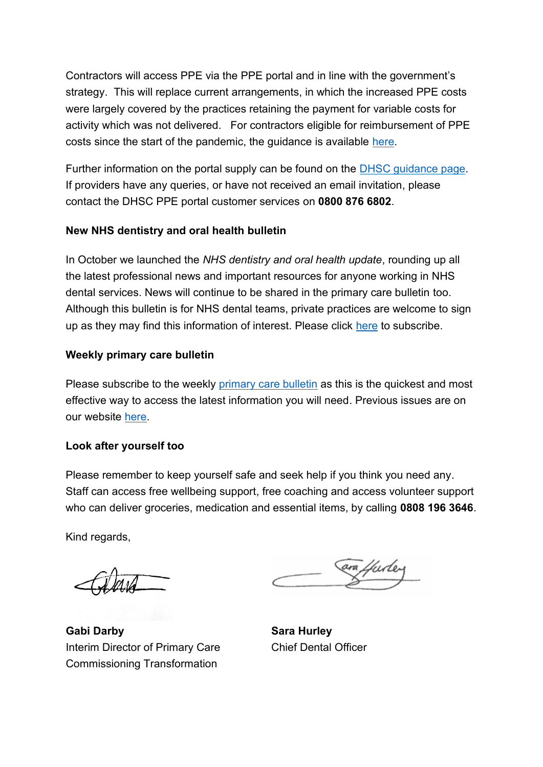Contractors will access PPE via the PPE portal and in line with the government's strategy. This will replace current arrangements, in which the increased PPE costs were largely covered by the practices retaining the payment for variable costs for activity which was not delivered. For contractors eligible for reimbursement of PPE costs since the start of the pandemic, the guidance is available here.

Further information on the portal supply can be found on the DHSC guidance page. If providers have any queries, or have not received an email invitation, please contact the DHSC PPE portal customer services on **0800 876 6802**.

**New NHS dentistry and oral health bulletin**

In October we launched the *NHS dentistry and oral health update*, rounding up all the latest professional news and important resources for anyone working in NHS dental services. News will continue to be shared in the primary care bulletin too. Although this bulletin is for NHS dental teams, private practices are welcome to sign up as they may find this information of interest. Please click here to subscribe.

**Weekly primary care bulletin**

Please subscribe to the weekly primary care bulletin as this is the quickest and most effective way to access the latest information you will need. Previous issues are on our website here.

**Look after yourself too**

Please remember to keep yourself safe and seek help if you think you need any. Staff can access free wellbeing support, free coaching and access volunteer support who can deliver groceries, medication and essential items, by calling **0808 196 3646**.

Kind regards,

**Gabi Darby**
Interim Director of Primary Care Commissioning Transformation

**Sara Hurley**
Chief Dental Officer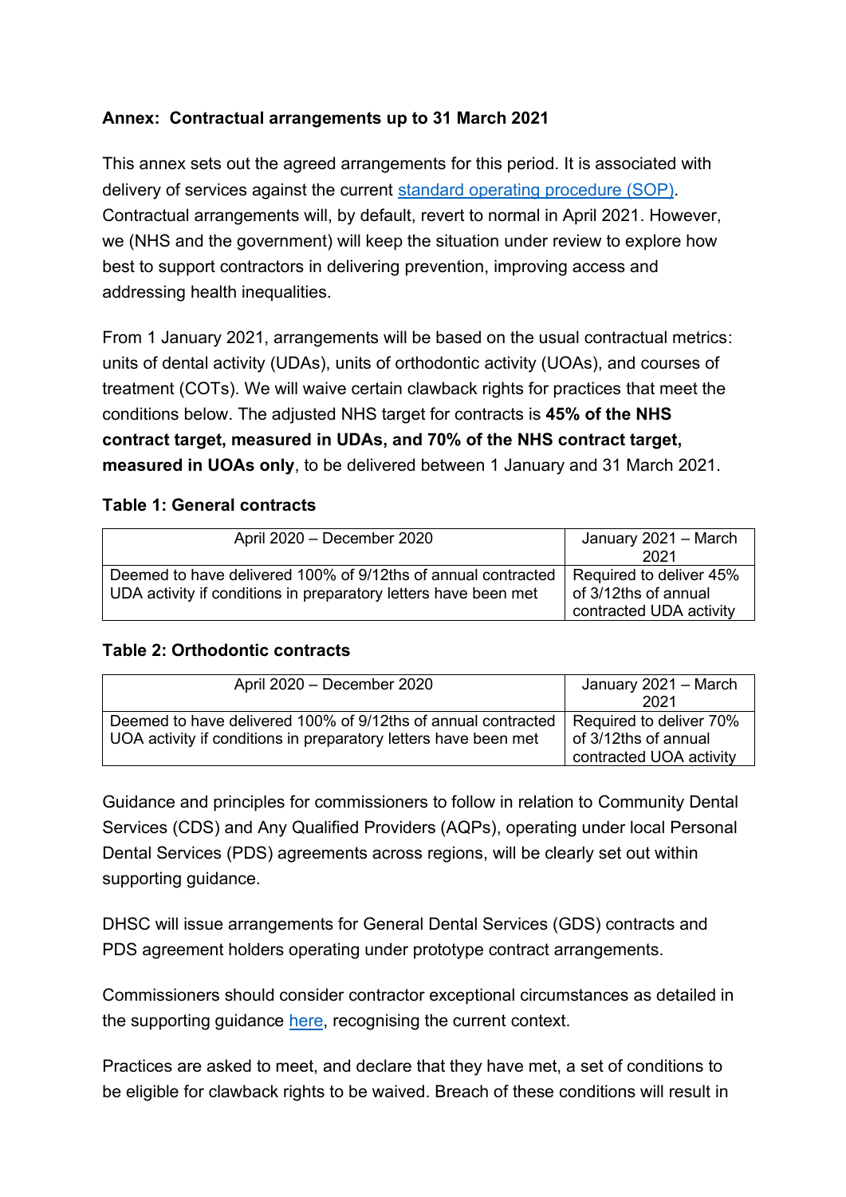**Annex: Contractual arrangements up to 31 March 2021**

This annex sets out the agreed arrangements for this period. It is associated with delivery of services against the current [standard operating procedure (SOP)](). Contractual arrangements will, by default, revert to normal in April 2021. However, we (NHS and the government) will keep the situation under review to explore how best to support contractors in delivering prevention, improving access and addressing health inequalities.

From 1 January 2021, arrangements will be based on the usual contractual metrics: units of dental activity (UDAs), units of orthodontic activity (UOAs), and courses of treatment (COTs). We will waive certain clawback rights for practices that meet the conditions below. The adjusted NHS target for contracts is **45% of the NHS contract target, measured in UDAs, and 70% of the NHS contract target, measured in UOAs only**, to be delivered between 1 January and 31 March 2021.

**Table 1: General contracts**

| April 2020 – December 2020 | January 2021 – March 2021 |
| --- | --- |
| Deemed to have delivered 100% of 9/12ths of annual contracted UDA activity if conditions in preparatory letters have been met | Required to deliver 45% of 3/12ths of annual contracted UDA activity |

**Table 2: Orthodontic contracts**

| April 2020 – December 2020 | January 2021 – March 2021 |
| --- | --- |
| Deemed to have delivered 100% of 9/12ths of annual contracted UOA activity if conditions in preparatory letters have been met | Required to deliver 70% of 3/12ths of annual contracted UOA activity |

Guidance and principles for commissioners to follow in relation to Community Dental Services (CDS) and Any Qualified Providers (AQPs), operating under local Personal Dental Services (PDS) agreements across regions, will be clearly set out within supporting guidance.

DHSC will issue arrangements for General Dental Services (GDS) contracts and PDS agreement holders operating under prototype contract arrangements.

Commissioners should consider contractor exceptional circumstances as detailed in the supporting guidance [here](), recognising the current context.

Practices are asked to meet, and declare that they have met, a set of conditions to be eligible for clawback rights to be waived. Breach of these conditions will result in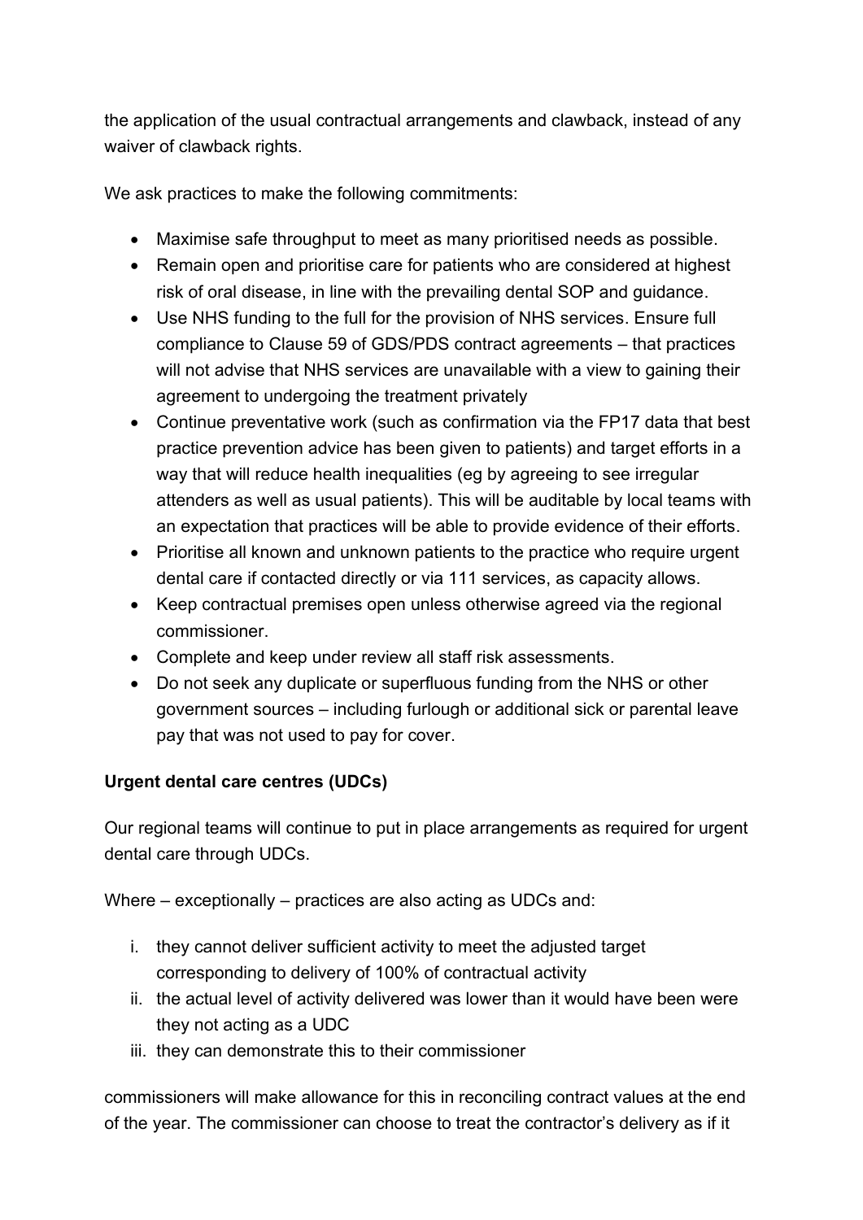the application of the usual contractual arrangements and clawback, instead of any waiver of clawback rights.

We ask practices to make the following commitments:

- Maximise safe throughput to meet as many prioritised needs as possible.
- Remain open and prioritise care for patients who are considered at highest risk of oral disease, in line with the prevailing dental SOP and guidance.
- Use NHS funding to the full for the provision of NHS services. Ensure full compliance to Clause 59 of GDS/PDS contract agreements – that practices will not advise that NHS services are unavailable with a view to gaining their agreement to undergoing the treatment privately
- Continue preventative work (such as confirmation via the FP17 data that best practice prevention advice has been given to patients) and target efforts in a way that will reduce health inequalities (eg by agreeing to see irregular attenders as well as usual patients). This will be auditable by local teams with an expectation that practices will be able to provide evidence of their efforts.
- Prioritise all known and unknown patients to the practice who require urgent dental care if contacted directly or via 111 services, as capacity allows.
- Keep contractual premises open unless otherwise agreed via the regional commissioner.
- Complete and keep under review all staff risk assessments.
- Do not seek any duplicate or superfluous funding from the NHS or other government sources – including furlough or additional sick or parental leave pay that was not used to pay for cover.

**Urgent dental care centres (UDCs)**

Our regional teams will continue to put in place arrangements as required for urgent dental care through UDCs.

Where – exceptionally – practices are also acting as UDCs and:

i. they cannot deliver sufficient activity to meet the adjusted target corresponding to delivery of 100% of contractual activity
ii. the actual level of activity delivered was lower than it would have been were they not acting as a UDC
iii. they can demonstrate this to their commissioner

commissioners will make allowance for this in reconciling contract values at the end of the year. The commissioner can choose to treat the contractor's delivery as if it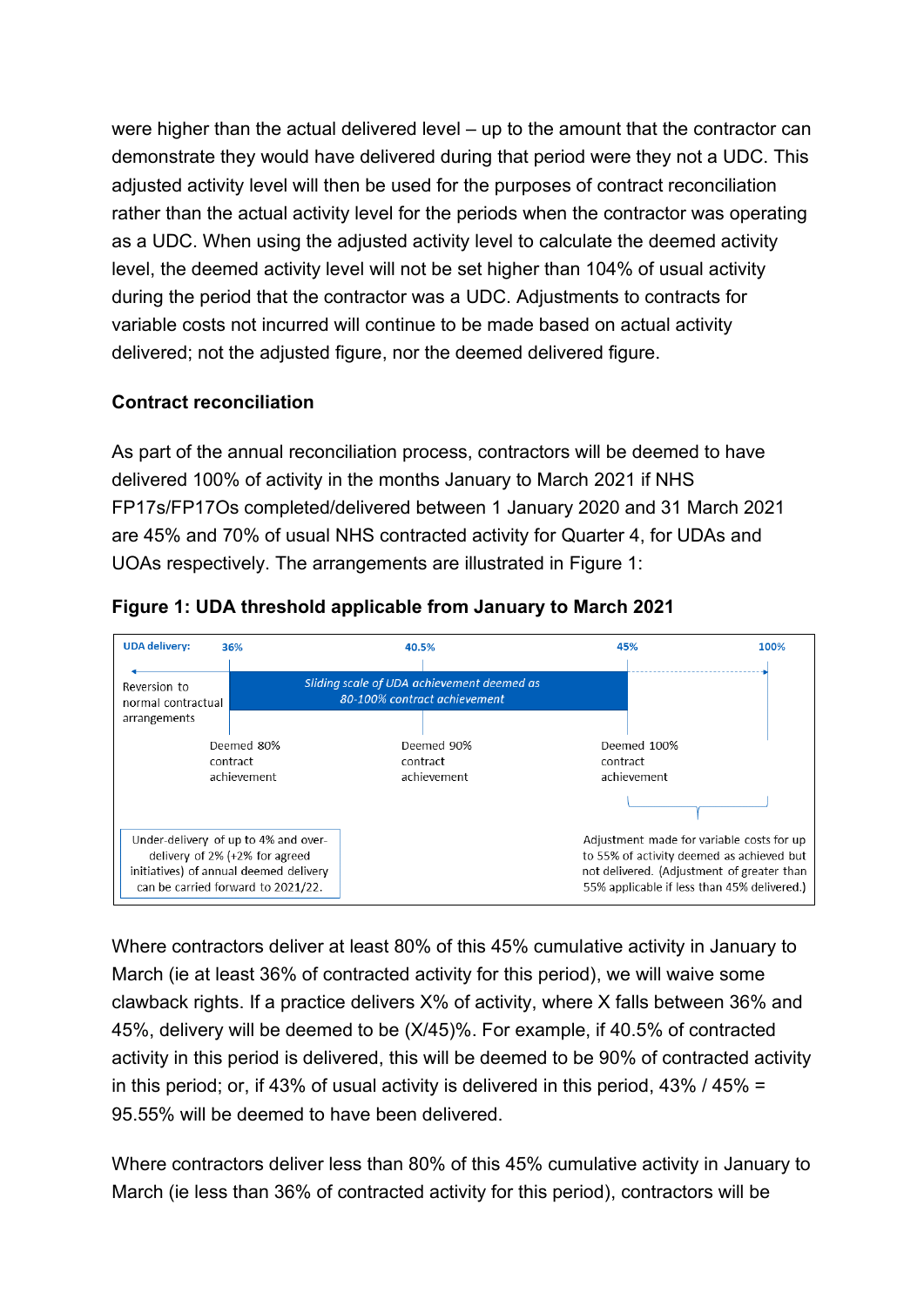were higher than the actual delivered level – up to the amount that the contractor can demonstrate they would have delivered during that period were they not a UDC. This adjusted activity level will then be used for the purposes of contract reconciliation rather than the actual activity level for the periods when the contractor was operating as a UDC. When using the adjusted activity level to calculate the deemed activity level, the deemed activity level will not be set higher than 104% of usual activity during the period that the contractor was a UDC. Adjustments to contracts for variable costs not incurred will continue to be made based on actual activity delivered; not the adjusted figure, nor the deemed delivered figure.

### Contract reconciliation

As part of the annual reconciliation process, contractors will be deemed to have delivered 100% of activity in the months January to March 2021 if NHS FP17s/FP17Os completed/delivered between 1 January 2020 and 31 March 2021 are 45% and 70% of usual NHS contracted activity for Quarter 4, for UDAs and UOAs respectively. The arrangements are illustrated in Figure 1:

**Figure 1: UDA threshold applicable from January to March 2021**

UDA delivery: 36% | 40.5% | 45% | 100%

Reversion to normal contractual arrangements

*Sliding scale of UDA achievement deemed as 80-100% contract achievement*

Deemed 80% contract achievement | Deemed 90% contract achievement | Deemed 100% contract achievement

Under-delivery of up to 4% and over-delivery of 2% (+2% for agreed initiatives) of annual deemed delivery can be carried forward to 2021/22.

Adjustment made for variable costs for up to 55% of activity deemed as achieved but not delivered. (Adjustment of greater than 55% applicable if less than 45% delivered.)

Where contractors deliver at least 80% of this 45% cumulative activity in January to March (ie at least 36% of contracted activity for this period), we will waive some clawback rights. If a practice delivers X% of activity, where X falls between 36% and 45%, delivery will be deemed to be (X/45)%. For example, if 40.5% of contracted activity in this period is delivered, this will be deemed to be 90% of contracted activity in this period; or, if 43% of usual activity is delivered in this period, 43% / 45% = 95.55% will be deemed to have been delivered.

Where contractors deliver less than 80% of this 45% cumulative activity in January to March (ie less than 36% of contracted activity for this period), contractors will be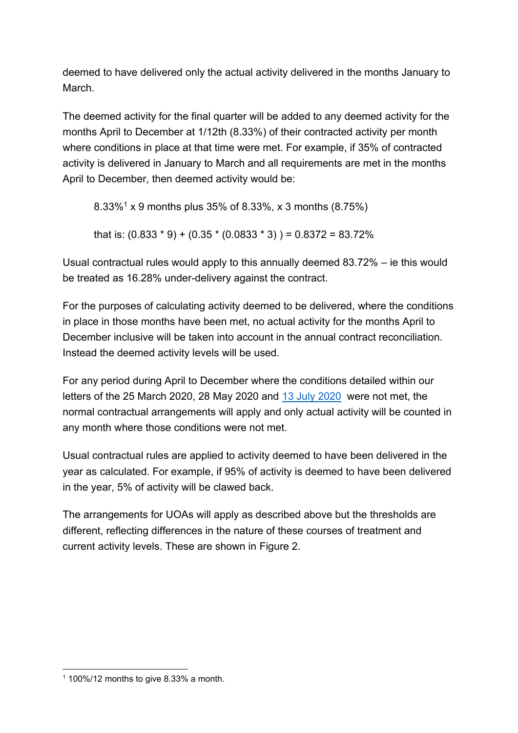deemed to have delivered only the actual activity delivered in the months January to March.

The deemed activity for the final quarter will be added to any deemed activity for the months April to December at 1/12th (8.33%) of their contracted activity per month where conditions in place at that time were met. For example, if 35% of contracted activity is delivered in January to March and all requirements are met in the months April to December, then deemed activity would be:

> 8.33%[1] x 9 months plus 35% of 8.33%, x 3 months (8.75%)
>
> that is: (0.833 * 9) + (0.35 * (0.0833 * 3) ) = 0.8372 = 83.72%

Usual contractual rules would apply to this annually deemed 83.72% – ie this would be treated as 16.28% under-delivery against the contract.

For the purposes of calculating activity deemed to be delivered, where the conditions in place in those months have been met, no actual activity for the months April to December inclusive will be taken into account in the annual contract reconciliation. Instead the deemed activity levels will be used.

For any period during April to December where the conditions detailed within our letters of the 25 March 2020, 28 May 2020 and 13 July 2020 were not met, the normal contractual arrangements will apply and only actual activity will be counted in any month where those conditions were not met.

Usual contractual rules are applied to activity deemed to have been delivered in the year as calculated. For example, if 95% of activity is deemed to have been delivered in the year, 5% of activity will be clawed back.

The arrangements for UOAs will apply as described above but the thresholds are different, reflecting differences in the nature of these courses of treatment and current activity levels. These are shown in Figure 2.

---

[1] 100%/12 months to give 8.33% a month.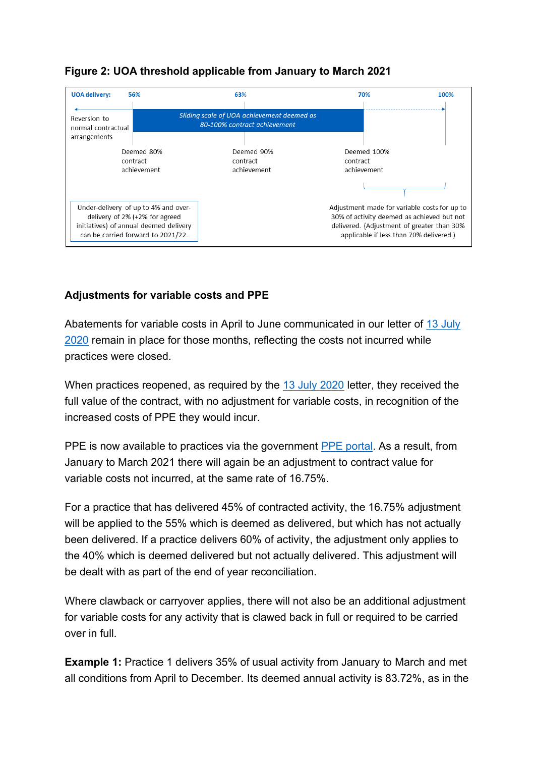**Figure 2: UOA threshold applicable from January to March 2021**

UOA delivery: 56% | 63% | 70% | 100%

Reversion to normal contractual arrangements

Sliding scale of UOA achievement deemed as 80-100% contract achievement

Deemed 80% contract achievement

Deemed 90% contract achievement

Deemed 100% contract achievement

Under-delivery of up to 4% and over-delivery of 2% (+2% for agreed initiatives) of annual deemed delivery can be carried forward to 2021/22.

Adjustment made for variable costs for up to 30% of activity deemed as achieved but not delivered. (Adjustment of greater than 30% applicable if less than 70% delivered.)

### Adjustments for variable costs and PPE

Abatements for variable costs in April to June communicated in our letter of 13 July 2020 remain in place for those months, reflecting the costs not incurred while practices were closed.

When practices reopened, as required by the 13 July 2020 letter, they received the full value of the contract, with no adjustment for variable costs, in recognition of the increased costs of PPE they would incur.

PPE is now available to practices via the government PPE portal. As a result, from January to March 2021 there will again be an adjustment to contract value for variable costs not incurred, at the same rate of 16.75%.

For a practice that has delivered 45% of contracted activity, the 16.75% adjustment will be applied to the 55% which is deemed as delivered, but which has not actually been delivered. If a practice delivers 60% of activity, the adjustment only applies to the 40% which is deemed delivered but not actually delivered. This adjustment will be dealt with as part of the end of year reconciliation.

Where clawback or carryover applies, there will not also be an additional adjustment for variable costs for any activity that is clawed back in full or required to be carried over in full.

**Example 1:** Practice 1 delivers 35% of usual activity from January to March and met all conditions from April to December. Its deemed annual activity is 83.72%, as in the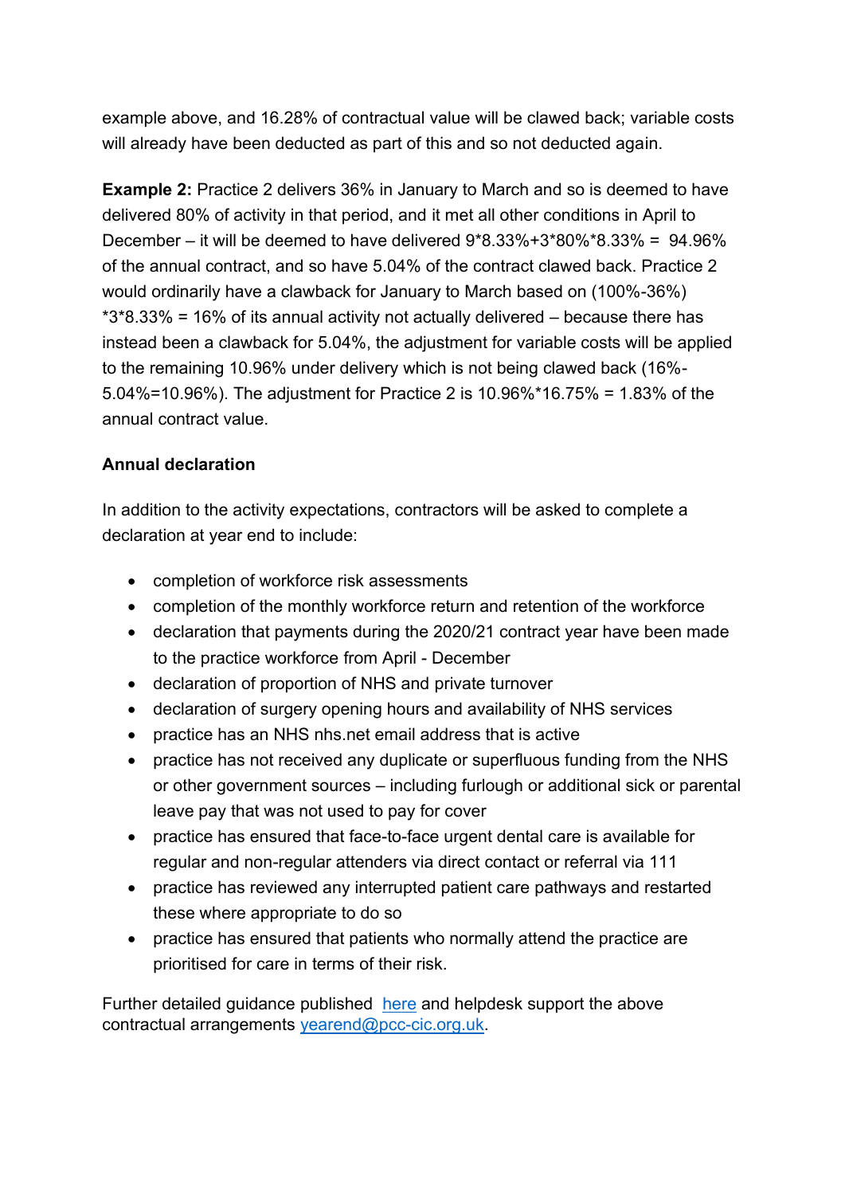example above, and 16.28% of contractual value will be clawed back; variable costs will already have been deducted as part of this and so not deducted again.

**Example 2:** Practice 2 delivers 36% in January to March and so is deemed to have delivered 80% of activity in that period, and it met all other conditions in April to December – it will be deemed to have delivered 9*8.33%+3*80%*8.33% = 94.96% of the annual contract, and so have 5.04% of the contract clawed back. Practice 2 would ordinarily have a clawback for January to March based on (100%-36%) *3*8.33% = 16% of its annual activity not actually delivered – because there has instead been a clawback for 5.04%, the adjustment for variable costs will be applied to the remaining 10.96% under delivery which is not being clawed back (16%-5.04%=10.96%). The adjustment for Practice 2 is 10.96%*16.75% = 1.83% of the annual contract value.

**Annual declaration**

In addition to the activity expectations, contractors will be asked to complete a declaration at year end to include:

- completion of workforce risk assessments
- completion of the monthly workforce return and retention of the workforce
- declaration that payments during the 2020/21 contract year have been made to the practice workforce from April - December
- declaration of proportion of NHS and private turnover
- declaration of surgery opening hours and availability of NHS services
- practice has an NHS nhs.net email address that is active
- practice has not received any duplicate or superfluous funding from the NHS or other government sources – including furlough or additional sick or parental leave pay that was not used to pay for cover
- practice has ensured that face-to-face urgent dental care is available for regular and non-regular attenders via direct contact or referral via 111
- practice has reviewed any interrupted patient care pathways and restarted these where appropriate to do so
- practice has ensured that patients who normally attend the practice are prioritised for care in terms of their risk.

Further detailed guidance published here and helpdesk support the above contractual arrangements yearend@pcc-cic.org.uk.